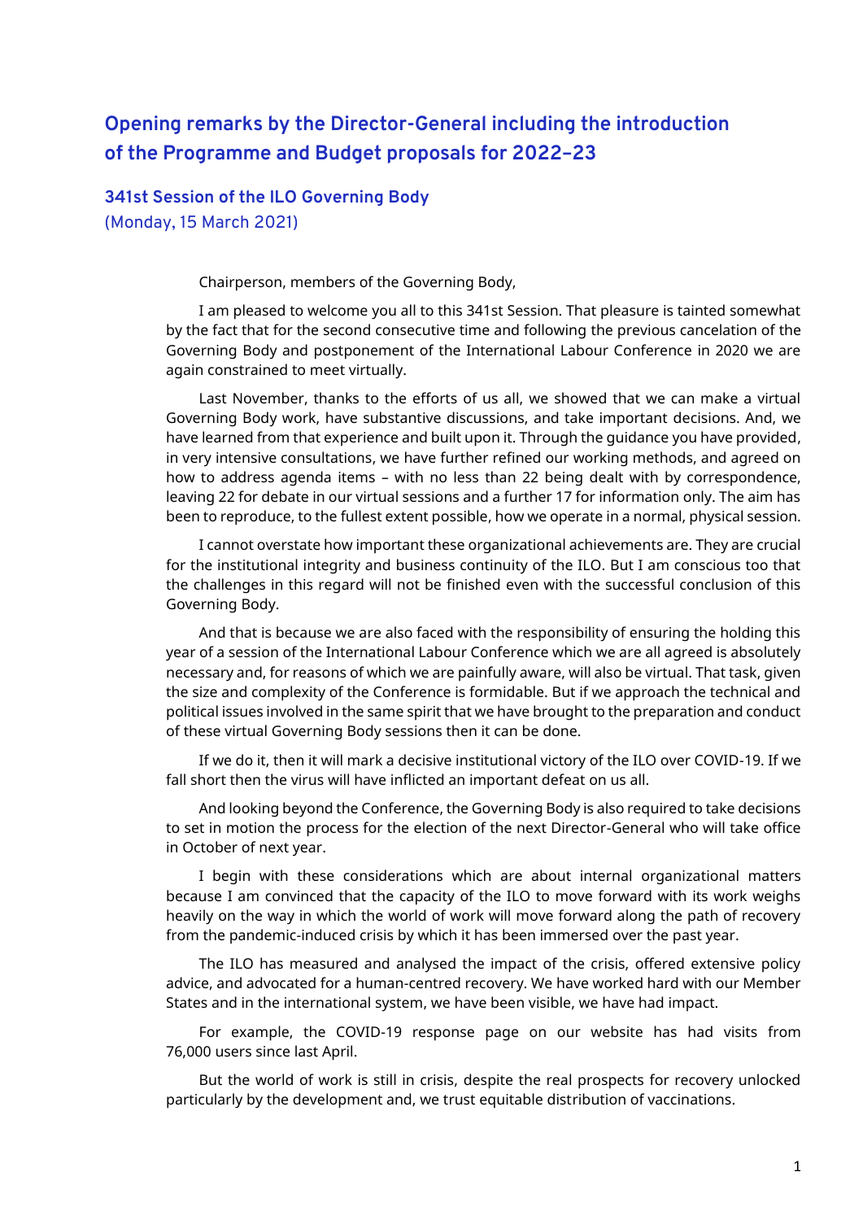# Opening remarks by the Director-General including the introduction of the Programme and Budget proposals for 2022–23

## 341st Session of the ILO Governing Body

(Monday, 15 March 2021)

Chairperson, members of the Governing Body,

I am pleased to welcome you all to this 341st Session. That pleasure is tainted somewhat by the fact that for the second consecutive time and following the previous cancelation of the Governing Body and postponement of the International Labour Conference in 2020 we are again constrained to meet virtually.

Last November, thanks to the efforts of us all, we showed that we can make a virtual Governing Body work, have substantive discussions, and take important decisions. And, we have learned from that experience and built upon it. Through the guidance you have provided, in very intensive consultations, we have further refined our working methods, and agreed on how to address agenda items – with no less than 22 being dealt with by correspondence, leaving 22 for debate in our virtual sessions and a further 17 for information only. The aim has been to reproduce, to the fullest extent possible, how we operate in a normal, physical session.

I cannot overstate how important these organizational achievements are. They are crucial for the institutional integrity and business continuity of the ILO. But I am conscious too that the challenges in this regard will not be finished even with the successful conclusion of this Governing Body.

And that is because we are also faced with the responsibility of ensuring the holding this year of a session of the International Labour Conference which we are all agreed is absolutely necessary and, for reasons of which we are painfully aware, will also be virtual. That task, given the size and complexity of the Conference is formidable. But if we approach the technical and political issues involved in the same spirit that we have brought to the preparation and conduct of these virtual Governing Body sessions then it can be done.

If we do it, then it will mark a decisive institutional victory of the ILO over COVID-19. If we fall short then the virus will have inflicted an important defeat on us all.

And looking beyond the Conference, the Governing Body is also required to take decisions to set in motion the process for the election of the next Director-General who will take office in October of next year.

I begin with these considerations which are about internal organizational matters because I am convinced that the capacity of the ILO to move forward with its work weighs heavily on the way in which the world of work will move forward along the path of recovery from the pandemic-induced crisis by which it has been immersed over the past year.

The ILO has measured and analysed the impact of the crisis, offered extensive policy advice, and advocated for a human-centred recovery. We have worked hard with our Member States and in the international system, we have been visible, we have had impact.

For example, the COVID-19 response page on our website has had visits from 76,000 users since last April.

But the world of work is still in crisis, despite the real prospects for recovery unlocked particularly by the development and, we trust equitable distribution of vaccinations.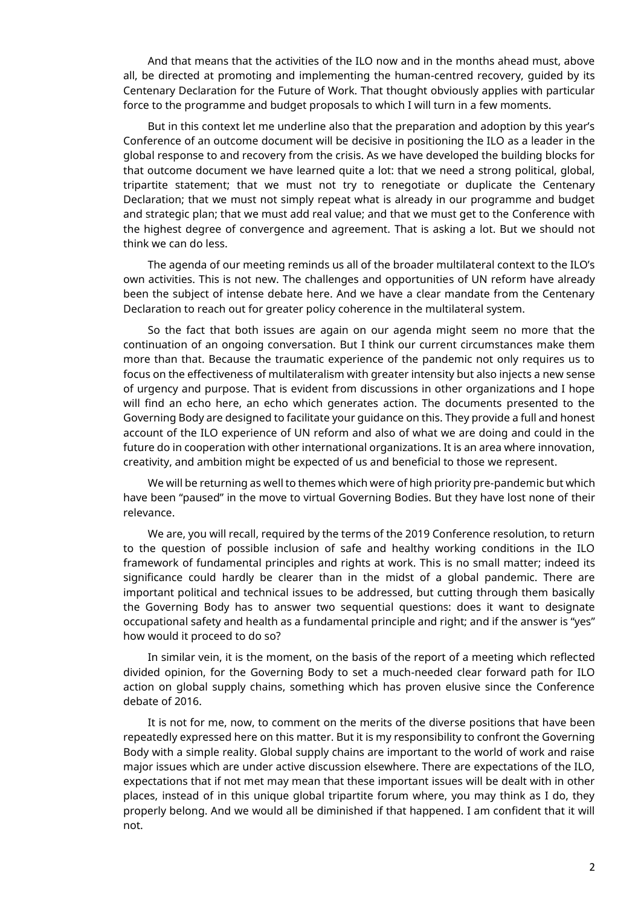And that means that the activities of the ILO now and in the months ahead must, above all, be directed at promoting and implementing the human-centred recovery, guided by its Centenary Declaration for the Future of Work. That thought obviously applies with particular force to the programme and budget proposals to which I will turn in a few moments.

But in this context let me underline also that the preparation and adoption by this year's Conference of an outcome document will be decisive in positioning the ILO as a leader in the global response to and recovery from the crisis. As we have developed the building blocks for that outcome document we have learned quite a lot: that we need a strong political, global, tripartite statement; that we must not try to renegotiate or duplicate the Centenary Declaration; that we must not simply repeat what is already in our programme and budget and strategic plan; that we must add real value; and that we must get to the Conference with the highest degree of convergence and agreement. That is asking a lot. But we should not think we can do less.

The agenda of our meeting reminds us all of the broader multilateral context to the ILO's own activities. This is not new. The challenges and opportunities of UN reform have already been the subject of intense debate here. And we have a clear mandate from the Centenary Declaration to reach out for greater policy coherence in the multilateral system.

So the fact that both issues are again on our agenda might seem no more that the continuation of an ongoing conversation. But I think our current circumstances make them more than that. Because the traumatic experience of the pandemic not only requires us to focus on the effectiveness of multilateralism with greater intensity but also injects a new sense of urgency and purpose. That is evident from discussions in other organizations and I hope will find an echo here, an echo which generates action. The documents presented to the Governing Body are designed to facilitate your guidance on this. They provide a full and honest account of the ILO experience of UN reform and also of what we are doing and could in the future do in cooperation with other international organizations. It is an area where innovation, creativity, and ambition might be expected of us and beneficial to those we represent.

We will be returning as well to themes which were of high priority pre-pandemic but which have been "paused" in the move to virtual Governing Bodies. But they have lost none of their relevance.

We are, you will recall, required by the terms of the 2019 Conference resolution, to return to the question of possible inclusion of safe and healthy working conditions in the ILO framework of fundamental principles and rights at work. This is no small matter; indeed its significance could hardly be clearer than in the midst of a global pandemic. There are important political and technical issues to be addressed, but cutting through them basically the Governing Body has to answer two sequential questions: does it want to designate occupational safety and health as a fundamental principle and right; and if the answer is "yes" how would it proceed to do so?

In similar vein, it is the moment, on the basis of the report of a meeting which reflected divided opinion, for the Governing Body to set a much-needed clear forward path for ILO action on global supply chains, something which has proven elusive since the Conference debate of 2016.

It is not for me, now, to comment on the merits of the diverse positions that have been repeatedly expressed here on this matter. But it is my responsibility to confront the Governing Body with a simple reality. Global supply chains are important to the world of work and raise major issues which are under active discussion elsewhere. There are expectations of the ILO, expectations that if not met may mean that these important issues will be dealt with in other places, instead of in this unique global tripartite forum where, you may think as I do, they properly belong. And we would all be diminished if that happened. I am confident that it will not.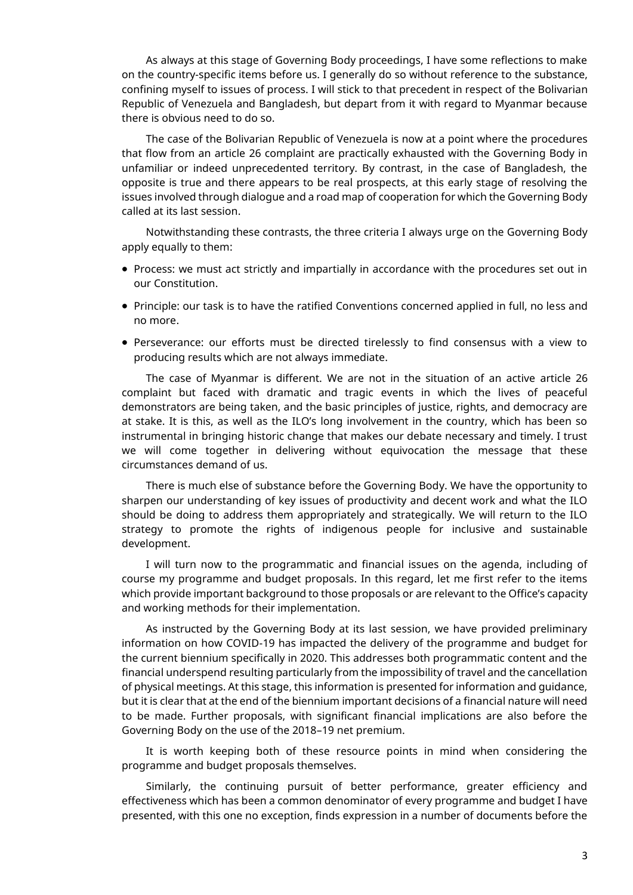As always at this stage of Governing Body proceedings, I have some reflections to make on the country-specific items before us. I generally do so without reference to the substance, confining myself to issues of process. I will stick to that precedent in respect of the Bolivarian Republic of Venezuela and Bangladesh, but depart from it with regard to Myanmar because there is obvious need to do so.

The case of the Bolivarian Republic of Venezuela is now at a point where the procedures that flow from an article 26 complaint are practically exhausted with the Governing Body in unfamiliar or indeed unprecedented territory. By contrast, in the case of Bangladesh, the opposite is true and there appears to be real prospects, at this early stage of resolving the issues involved through dialogue and a road map of cooperation for which the Governing Body called at its last session.

Notwithstanding these contrasts, the three criteria I always urge on the Governing Body apply equally to them:

- Process: we must act strictly and impartially in accordance with the procedures set out in our Constitution.
- Principle: our task is to have the ratified Conventions concerned applied in full, no less and no more.
- Perseverance: our efforts must be directed tirelessly to find consensus with a view to producing results which are not always immediate.

The case of Myanmar is different. We are not in the situation of an active article 26 complaint but faced with dramatic and tragic events in which the lives of peaceful demonstrators are being taken, and the basic principles of justice, rights, and democracy are at stake. It is this, as well as the ILO's long involvement in the country, which has been so instrumental in bringing historic change that makes our debate necessary and timely. I trust we will come together in delivering without equivocation the message that these circumstances demand of us.

There is much else of substance before the Governing Body. We have the opportunity to sharpen our understanding of key issues of productivity and decent work and what the ILO should be doing to address them appropriately and strategically. We will return to the ILO strategy to promote the rights of indigenous people for inclusive and sustainable development.

I will turn now to the programmatic and financial issues on the agenda, including of course my programme and budget proposals. In this regard, let me first refer to the items which provide important background to those proposals or are relevant to the Office's capacity and working methods for their implementation.

As instructed by the Governing Body at its last session, we have provided preliminary information on how COVID-19 has impacted the delivery of the programme and budget for the current biennium specifically in 2020. This addresses both programmatic content and the financial underspend resulting particularly from the impossibility of travel and the cancellation of physical meetings. At this stage, this information is presented for information and guidance, but it is clear that at the end of the biennium important decisions of a financial nature will need to be made. Further proposals, with significant financial implications are also before the Governing Body on the use of the 2018–19 net premium.

It is worth keeping both of these resource points in mind when considering the programme and budget proposals themselves.

Similarly, the continuing pursuit of better performance, greater efficiency and effectiveness which has been a common denominator of every programme and budget I have presented, with this one no exception, finds expression in a number of documents before the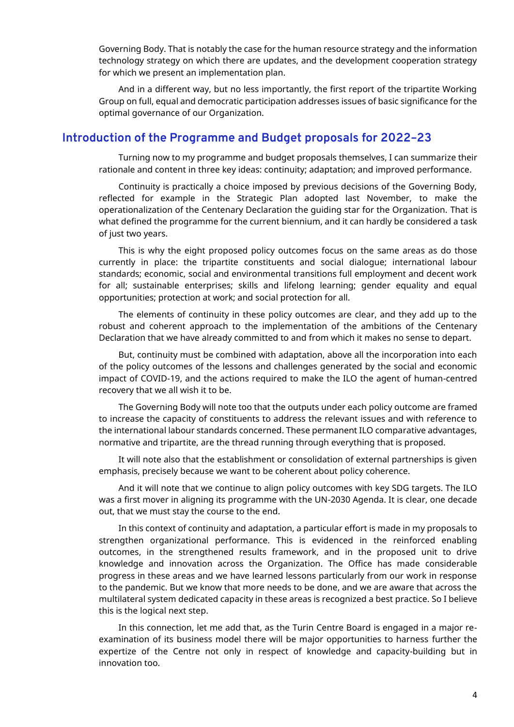Governing Body. That is notably the case for the human resource strategy and the information technology strategy on which there are updates, and the development cooperation strategy for which we present an implementation plan.

And in a different way, but no less importantly, the first report of the tripartite Working Group on full, equal and democratic participation addresses issues of basic significance for the optimal governance of our Organization.

## Introduction of the Programme and Budget proposals for 2022–23

Turning now to my programme and budget proposals themselves, I can summarize their rationale and content in three key ideas: continuity; adaptation; and improved performance.

Continuity is practically a choice imposed by previous decisions of the Governing Body, reflected for example in the Strategic Plan adopted last November, to make the operationalization of the Centenary Declaration the guiding star for the Organization. That is what defined the programme for the current biennium, and it can hardly be considered a task of just two years.

This is why the eight proposed policy outcomes focus on the same areas as do those currently in place: the tripartite constituents and social dialogue; international labour standards; economic, social and environmental transitions full employment and decent work for all; sustainable enterprises; skills and lifelong learning; gender equality and equal opportunities; protection at work; and social protection for all.

The elements of continuity in these policy outcomes are clear, and they add up to the robust and coherent approach to the implementation of the ambitions of the Centenary Declaration that we have already committed to and from which it makes no sense to depart.

But, continuity must be combined with adaptation, above all the incorporation into each of the policy outcomes of the lessons and challenges generated by the social and economic impact of COVID-19, and the actions required to make the ILO the agent of human-centred recovery that we all wish it to be.

The Governing Body will note too that the outputs under each policy outcome are framed to increase the capacity of constituents to address the relevant issues and with reference to the international labour standards concerned. These permanent ILO comparative advantages, normative and tripartite, are the thread running through everything that is proposed.

It will note also that the establishment or consolidation of external partnerships is given emphasis, precisely because we want to be coherent about policy coherence.

And it will note that we continue to align policy outcomes with key SDG targets. The ILO was a first mover in aligning its programme with the UN-2030 Agenda. It is clear, one decade out, that we must stay the course to the end.

In this context of continuity and adaptation, a particular effort is made in my proposals to strengthen organizational performance. This is evidenced in the reinforced enabling outcomes, in the strengthened results framework, and in the proposed unit to drive knowledge and innovation across the Organization. The Office has made considerable progress in these areas and we have learned lessons particularly from our work in response to the pandemic. But we know that more needs to be done, and we are aware that across the multilateral system dedicated capacity in these areas is recognized a best practice. So I believe this is the logical next step.

In this connection, let me add that, as the Turin Centre Board is engaged in a major re-examination of its business model there will be major opportunities to harness further the expertize of the Centre not only in respect of knowledge and capacity-building but in innovation too.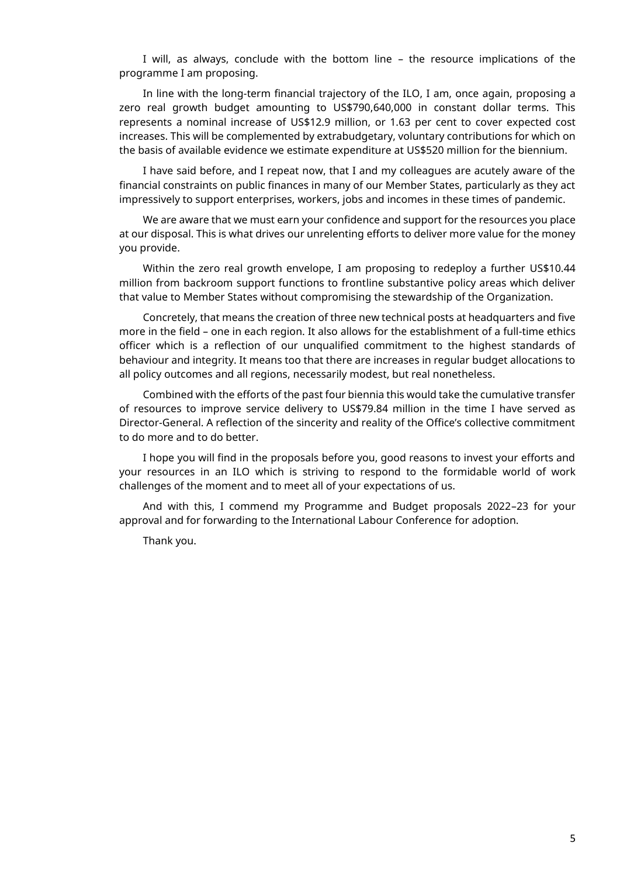I will, as always, conclude with the bottom line – the resource implications of the programme I am proposing.

In line with the long-term financial trajectory of the ILO, I am, once again, proposing a zero real growth budget amounting to US$790,640,000 in constant dollar terms. This represents a nominal increase of US$12.9 million, or 1.63 per cent to cover expected cost increases. This will be complemented by extrabudgetary, voluntary contributions for which on the basis of available evidence we estimate expenditure at US$520 million for the biennium.

I have said before, and I repeat now, that I and my colleagues are acutely aware of the financial constraints on public finances in many of our Member States, particularly as they act impressively to support enterprises, workers, jobs and incomes in these times of pandemic.

We are aware that we must earn your confidence and support for the resources you place at our disposal. This is what drives our unrelenting efforts to deliver more value for the money you provide.

Within the zero real growth envelope, I am proposing to redeploy a further US$10.44 million from backroom support functions to frontline substantive policy areas which deliver that value to Member States without compromising the stewardship of the Organization.

Concretely, that means the creation of three new technical posts at headquarters and five more in the field – one in each region. It also allows for the establishment of a full-time ethics officer which is a reflection of our unqualified commitment to the highest standards of behaviour and integrity. It means too that there are increases in regular budget allocations to all policy outcomes and all regions, necessarily modest, but real nonetheless.

Combined with the efforts of the past four biennia this would take the cumulative transfer of resources to improve service delivery to US$79.84 million in the time I have served as Director-General. A reflection of the sincerity and reality of the Office's collective commitment to do more and to do better.

I hope you will find in the proposals before you, good reasons to invest your efforts and your resources in an ILO which is striving to respond to the formidable world of work challenges of the moment and to meet all of your expectations of us.

And with this, I commend my Programme and Budget proposals 2022–23 for your approval and for forwarding to the International Labour Conference for adoption.

Thank you.